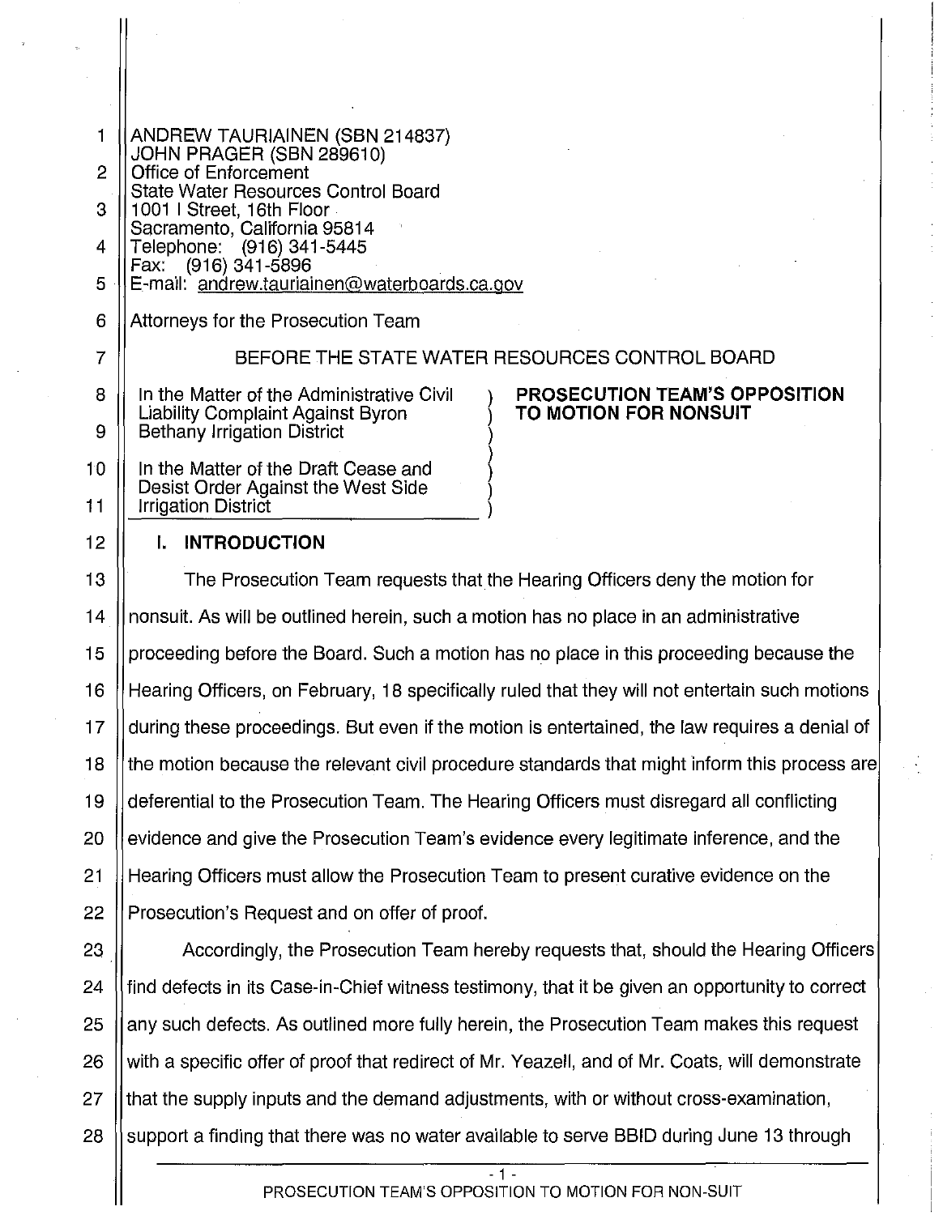ANDREW TAURIAINEN (SBN 214837)
JOHN PRAGER (SBN 289610)
Office of Enforcement
State Water Resources Control Board
1001 I Street, 16th Floor
Sacramento, California 95814
Telephone: (916) 341-5445
Fax: (916) 341-5896
E-mail: andrew.tauriainen@waterboards.ca.gov

Attorneys for the Prosecution Team

BEFORE THE STATE WATER RESOURCES CONTROL BOARD

| | |
|---|---|
| In the Matter of the Administrative Civil Liability Complaint Against Byron Bethany Irrigation District<br><br>In the Matter of the Draft Cease and Desist Order Against the West Side Irrigation District | **PROSECUTION TEAM'S OPPOSITION TO MOTION FOR NONSUIT** |

## I. INTRODUCTION

The Prosecution Team requests that the Hearing Officers deny the motion for nonsuit. As will be outlined herein, such a motion has no place in an administrative proceeding before the Board. Such a motion has no place in this proceeding because the Hearing Officers, on February, 18 specifically ruled that they will not entertain such motions during these proceedings. But even if the motion is entertained, the law requires a denial of the motion because the relevant civil procedure standards that might inform this process are deferential to the Prosecution Team. The Hearing Officers must disregard all conflicting evidence and give the Prosecution Team's evidence every legitimate inference, and the Hearing Officers must allow the Prosecution Team to present curative evidence on the Prosecution's Request and on offer of proof.

Accordingly, the Prosecution Team hereby requests that, should the Hearing Officers find defects in its Case-in-Chief witness testimony, that it be given an opportunity to correct any such defects. As outlined more fully herein, the Prosecution Team makes this request with a specific offer of proof that redirect of Mr. Yeazell, and of Mr. Coats, will demonstrate that the supply inputs and the demand adjustments, with or without cross-examination, support a finding that there was no water available to serve BBID during June 13 through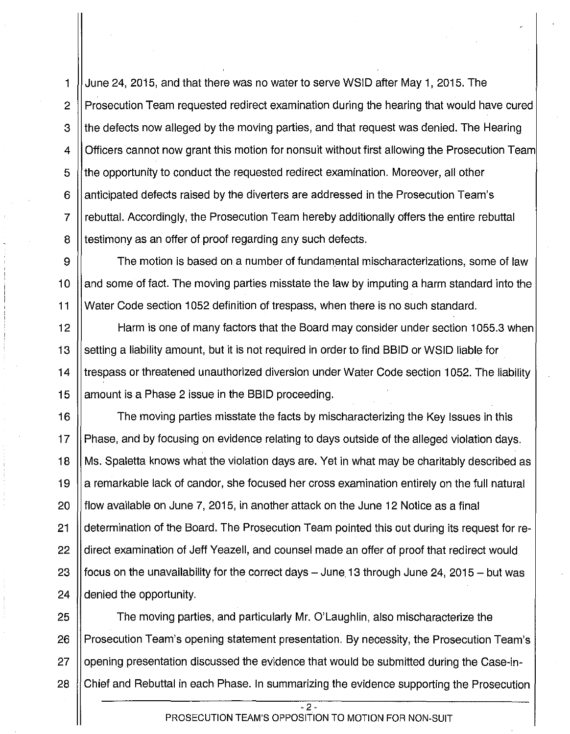June 24, 2015, and that there was no water to serve WSID after May 1, 2015. The Prosecution Team requested redirect examination during the hearing that would have cured the defects now alleged by the moving parties, and that request was denied. The Hearing Officers cannot now grant this motion for nonsuit without first allowing the Prosecution Team the opportunity to conduct the requested redirect examination. Moreover, all other anticipated defects raised by the diverters are addressed in the Prosecution Team's rebuttal. Accordingly, the Prosecution Team hereby additionally offers the entire rebuttal testimony as an offer of proof regarding any such defects.

The motion is based on a number of fundamental mischaracterizations, some of law and some of fact. The moving parties misstate the law by imputing a harm standard into the Water Code section 1052 definition of trespass, when there is no such standard.

Harm is one of many factors that the Board may consider under section 1055.3 when setting a liability amount, but it is not required in order to find BBID or WSID liable for trespass or threatened unauthorized diversion under Water Code section 1052. The liability amount is a Phase 2 issue in the BBID proceeding.

The moving parties misstate the facts by mischaracterizing the Key Issues in this Phase, and by focusing on evidence relating to days outside of the alleged violation days. Ms. Spaletta knows what the violation days are. Yet in what may be charitably described as a remarkable lack of candor, she focused her cross examination entirely on the full natural flow available on June 7, 2015, in another attack on the June 12 Notice as a final determination of the Board. The Prosecution Team pointed this out during its request for re-direct examination of Jeff Yeazell, and counsel made an offer of proof that redirect would focus on the unavailability for the correct days – June 13 through June 24, 2015 – but was denied the opportunity.

The moving parties, and particularly Mr. O'Laughlin, also mischaracterize the Prosecution Team's opening statement presentation. By necessity, the Prosecution Team's opening presentation discussed the evidence that would be submitted during the Case-in-Chief and Rebuttal in each Phase. In summarizing the evidence supporting the Prosecution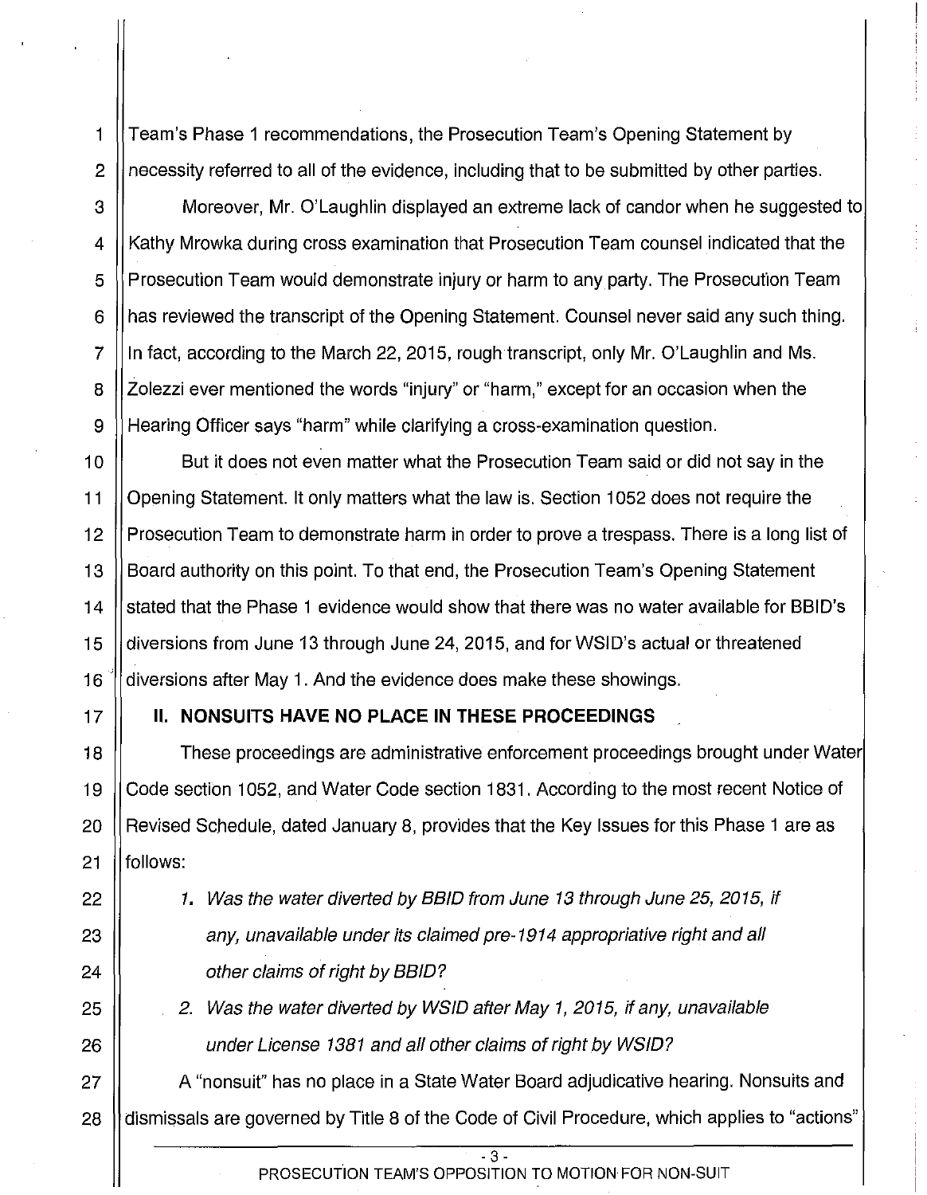Team's Phase 1 recommendations, the Prosecution Team's Opening Statement by necessity referred to all of the evidence, including that to be submitted by other parties.

Moreover, Mr. O'Laughlin displayed an extreme lack of candor when he suggested to Kathy Mrowka during cross examination that Prosecution Team counsel indicated that the Prosecution Team would demonstrate injury or harm to any party. The Prosecution Team has reviewed the transcript of the Opening Statement. Counsel never said any such thing. In fact, according to the March 22, 2015, rough transcript, only Mr. O'Laughlin and Ms. Zolezzi ever mentioned the words "injury" or "harm," except for an occasion when the Hearing Officer says "harm" while clarifying a cross-examination question.

But it does not even matter what the Prosecution Team said or did not say in the Opening Statement. It only matters what the law is. Section 1052 does not require the Prosecution Team to demonstrate harm in order to prove a trespass. There is a long list of Board authority on this point. To that end, the Prosecution Team's Opening Statement stated that the Phase 1 evidence would show that there was no water available for BBID's diversions from June 13 through June 24, 2015, and for WSID's actual or threatened diversions after May 1. And the evidence does make these showings.

## II. NONSUITS HAVE NO PLACE IN THESE PROCEEDINGS

These proceedings are administrative enforcement proceedings brought under Water Code section 1052, and Water Code section 1831. According to the most recent Notice of Revised Schedule, dated January 8, provides that the Key Issues for this Phase 1 are as follows:

1. *Was the water diverted by BBID from June 13 through June 25, 2015, if any, unavailable under its claimed pre-1914 appropriative right and all other claims of right by BBID?*
2. *Was the water diverted by WSID after May 1, 2015, if any, unavailable under License 1381 and all other claims of right by WSID?*

A "nonsuit" has no place in a State Water Board adjudicative hearing. Nonsuits and dismissals are governed by Title 8 of the Code of Civil Procedure, which applies to "actions"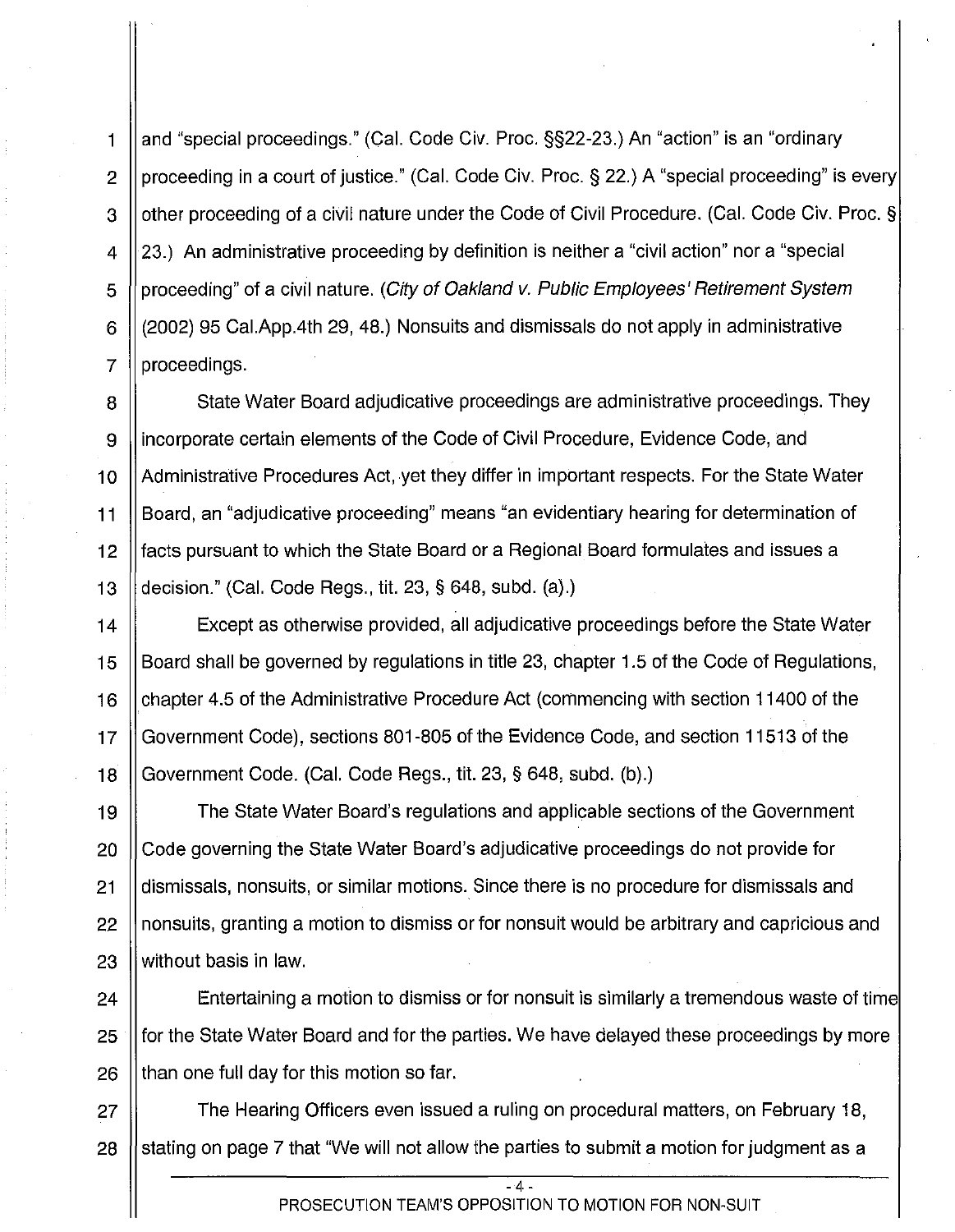and "special proceedings." (Cal. Code Civ. Proc. §§22-23.) An "action" is an "ordinary proceeding in a court of justice." (Cal. Code Civ. Proc. § 22.) A "special proceeding" is every other proceeding of a civil nature under the Code of Civil Procedure. (Cal. Code Civ. Proc. § 23.) An administrative proceeding by definition is neither a "civil action" nor a "special proceeding" of a civil nature. (*City of Oakland v. Public Employees' Retirement System* (2002) 95 Cal.App.4th 29, 48.) Nonsuits and dismissals do not apply in administrative proceedings.

State Water Board adjudicative proceedings are administrative proceedings. They incorporate certain elements of the Code of Civil Procedure, Evidence Code, and Administrative Procedures Act, yet they differ in important respects. For the State Water Board, an "adjudicative proceeding" means "an evidentiary hearing for determination of facts pursuant to which the State Board or a Regional Board formulates and issues a decision." (Cal. Code Regs., tit. 23, § 648, subd. (a).)

Except as otherwise provided, all adjudicative proceedings before the State Water Board shall be governed by regulations in title 23, chapter 1.5 of the Code of Regulations, chapter 4.5 of the Administrative Procedure Act (commencing with section 11400 of the Government Code), sections 801-805 of the Evidence Code, and section 11513 of the Government Code. (Cal. Code Regs., tit. 23, § 648, subd. (b).)

The State Water Board's regulations and applicable sections of the Government Code governing the State Water Board's adjudicative proceedings do not provide for dismissals, nonsuits, or similar motions. Since there is no procedure for dismissals and nonsuits, granting a motion to dismiss or for nonsuit would be arbitrary and capricious and without basis in law.

Entertaining a motion to dismiss or for nonsuit is similarly a tremendous waste of time for the State Water Board and for the parties. We have delayed these proceedings by more than one full day for this motion so far.

The Hearing Officers even issued a ruling on procedural matters, on February 18, stating on page 7 that "We will not allow the parties to submit a motion for judgment as a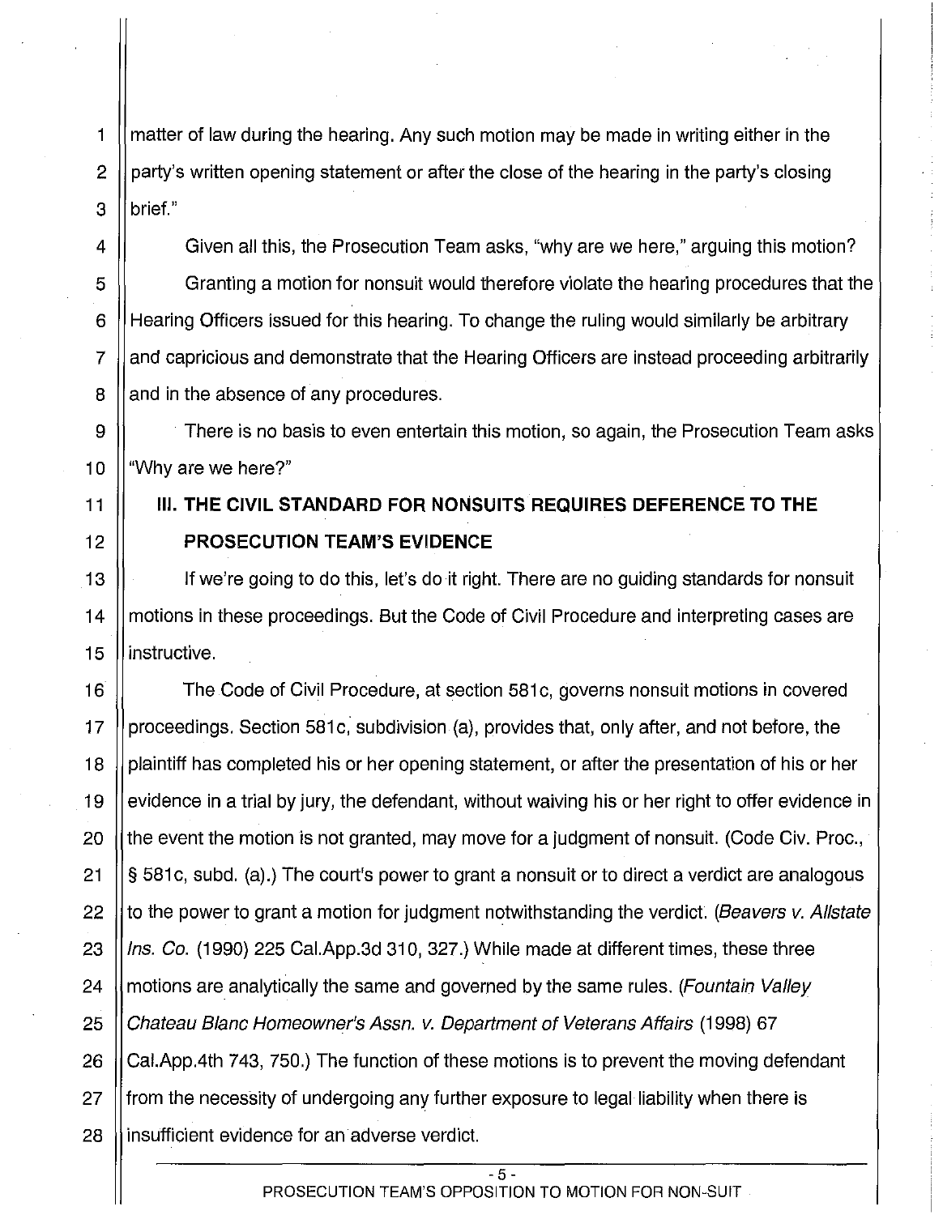matter of law during the hearing. Any such motion may be made in writing either in the party's written opening statement or after the close of the hearing in the party's closing brief."

Given all this, the Prosecution Team asks, "why are we here," arguing this motion?

Granting a motion for nonsuit would therefore violate the hearing procedures that the Hearing Officers issued for this hearing. To change the ruling would similarly be arbitrary and capricious and demonstrate that the Hearing Officers are instead proceeding arbitrarily and in the absence of any procedures.

There is no basis to even entertain this motion, so again, the Prosecution Team asks "Why are we here?"

## III. THE CIVIL STANDARD FOR NONSUITS REQUIRES DEFERENCE TO THE PROSECUTION TEAM'S EVIDENCE

If we're going to do this, let's do it right. There are no guiding standards for nonsuit motions in these proceedings. But the Code of Civil Procedure and interpreting cases are instructive.

The Code of Civil Procedure, at section 581c, governs nonsuit motions in covered proceedings. Section 581c, subdivision (a), provides that, only after, and not before, the plaintiff has completed his or her opening statement, or after the presentation of his or her evidence in a trial by jury, the defendant, without waiving his or her right to offer evidence in the event the motion is not granted, may move for a judgment of nonsuit. (Code Civ. Proc., § 581c, subd. (a).) The court's power to grant a nonsuit or to direct a verdict are analogous to the power to grant a motion for judgment notwithstanding the verdict. (*Beavers v. Allstate Ins. Co.* (1990) 225 Cal.App.3d 310, 327.) While made at different times, these three motions are analytically the same and governed by the same rules. (*Fountain Valley Chateau Blanc Homeowner's Assn. v. Department of Veterans Affairs* (1998) 67 Cal.App.4th 743, 750.) The function of these motions is to prevent the moving defendant from the necessity of undergoing any further exposure to legal liability when there is insufficient evidence for an adverse verdict.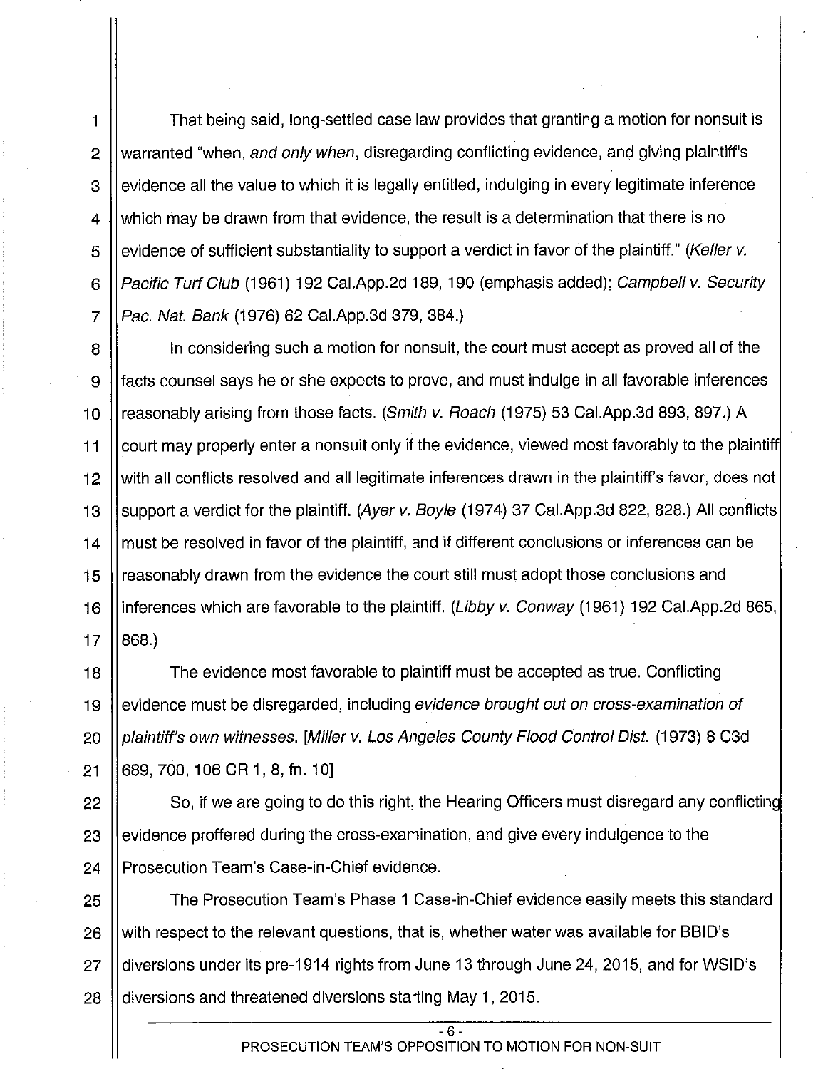That being said, long-settled case law provides that granting a motion for nonsuit is warranted "when, *and only when*, disregarding conflicting evidence, and giving plaintiff's evidence all the value to which it is legally entitled, indulging in every legitimate inference which may be drawn from that evidence, the result is a determination that there is no evidence of sufficient substantiality to support a verdict in favor of the plaintiff." (*Keller v. Pacific Turf Club* (1961) 192 Cal.App.2d 189, 190 (emphasis added); *Campbell v. Security Pac. Nat. Bank* (1976) 62 Cal.App.3d 379, 384.)

In considering such a motion for nonsuit, the court must accept as proved all of the facts counsel says he or she expects to prove, and must indulge in all favorable inferences reasonably arising from those facts. (*Smith v. Roach* (1975) 53 Cal.App.3d 893, 897.) A court may properly enter a nonsuit only if the evidence, viewed most favorably to the plaintiff with all conflicts resolved and all legitimate inferences drawn in the plaintiff's favor, does not support a verdict for the plaintiff. (*Ayer v. Boyle* (1974) 37 Cal.App.3d 822, 828.) All conflicts must be resolved in favor of the plaintiff, and if different conclusions or inferences can be reasonably drawn from the evidence the court still must adopt those conclusions and inferences which are favorable to the plaintiff. (*Libby v. Conway* (1961) 192 Cal.App.2d 865, 868.)

The evidence most favorable to plaintiff must be accepted as true. Conflicting evidence must be disregarded, including *evidence brought out on cross-examination of plaintiff's own witnesses*. [*Miller v. Los Angeles County Flood Control Dist.* (1973) 8 C3d 689, 700, 106 CR 1, 8, fn. 10]

So, if we are going to do this right, the Hearing Officers must disregard any conflicting evidence proffered during the cross-examination, and give every indulgence to the Prosecution Team's Case-in-Chief evidence.

The Prosecution Team's Phase 1 Case-in-Chief evidence easily meets this standard with respect to the relevant questions, that is, whether water was available for BBID's diversions under its pre-1914 rights from June 13 through June 24, 2015, and for WSID's diversions and threatened diversions starting May 1, 2015.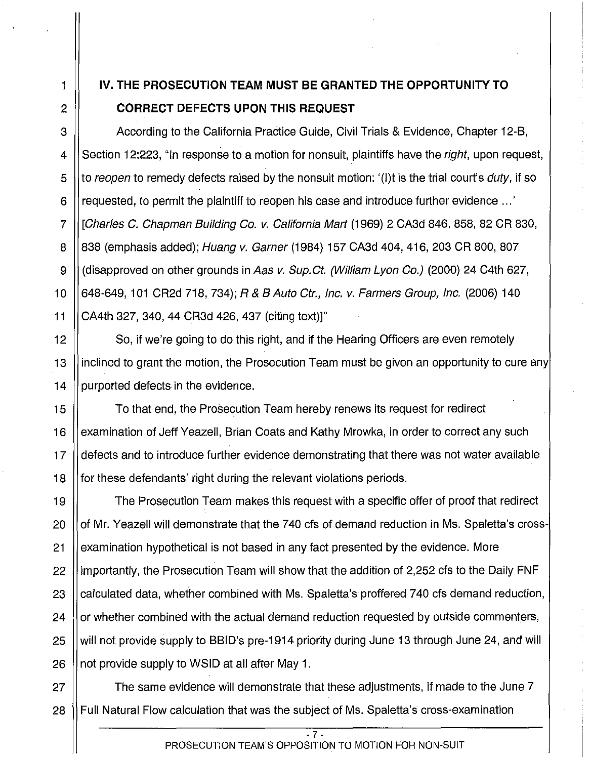## IV. THE PROSECUTION TEAM MUST BE GRANTED THE OPPORTUNITY TO CORRECT DEFECTS UPON THIS REQUEST

According to the California Practice Guide, Civil Trials & Evidence, Chapter 12-B, Section 12:223, "In response to a motion for nonsuit, plaintiffs have the *right*, upon request, to *reopen* to remedy defects raised by the nonsuit motion: '(I)t is the trial court's *duty*, if so requested, to permit the plaintiff to reopen his case and introduce further evidence ...' [*Charles C. Chapman Building Co. v. California Mart* (1969) 2 CA3d 846, 858, 82 CR 830, 838 (emphasis added); *Huang v. Garner* (1984) 157 CA3d 404, 416, 203 CR 800, 807 (disapproved on other grounds in *Aas v. Sup.Ct. (William Lyon Co.)* (2000) 24 C4th 627, 648-649, 101 CR2d 718, 734); *R & B Auto Ctr., Inc. v. Farmers Group, Inc.* (2006) 140 CA4th 327, 340, 44 CR3d 426, 437 (citing text)]"

So, if we're going to do this right, and if the Hearing Officers are even remotely inclined to grant the motion, the Prosecution Team must be given an opportunity to cure any purported defects in the evidence.

To that end, the Prosecution Team hereby renews its request for redirect examination of Jeff Yeazell, Brian Coats and Kathy Mrowka, in order to correct any such defects and to introduce further evidence demonstrating that there was not water available for these defendants' right during the relevant violations periods.

The Prosecution Team makes this request with a specific offer of proof that redirect of Mr. Yeazell will demonstrate that the 740 cfs of demand reduction in Ms. Spaletta's cross-examination hypothetical is not based in any fact presented by the evidence. More importantly, the Prosecution Team will show that the addition of 2,252 cfs to the Daily FNF calculated data, whether combined with Ms. Spaletta's proffered 740 cfs demand reduction, or whether combined with the actual demand reduction requested by outside commenters, will not provide supply to BBID's pre-1914 priority during June 13 through June 24, and will not provide supply to WSID at all after May 1.

The same evidence will demonstrate that these adjustments, if made to the June 7 Full Natural Flow calculation that was the subject of Ms. Spaletta's cross-examination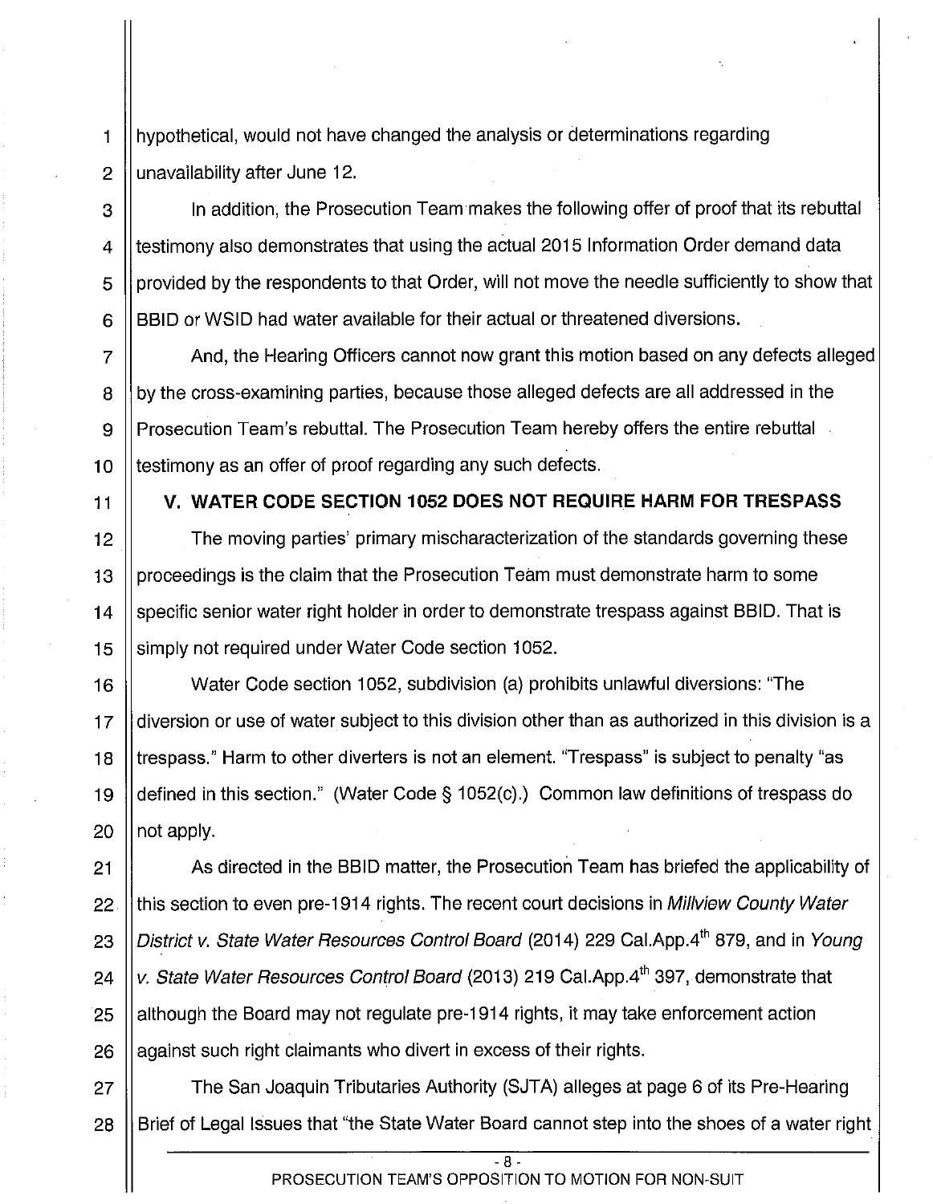hypothetical, would not have changed the analysis or determinations regarding unavailability after June 12.

In addition, the Prosecution Team makes the following offer of proof that its rebuttal testimony also demonstrates that using the actual 2015 Information Order demand data provided by the respondents to that Order, will not move the needle sufficiently to show that BBID or WSID had water available for their actual or threatened diversions.

And, the Hearing Officers cannot now grant this motion based on any defects alleged by the cross-examining parties, because those alleged defects are all addressed in the Prosecution Team's rebuttal. The Prosecution Team hereby offers the entire rebuttal testimony as an offer of proof regarding any such defects.

## V. WATER CODE SECTION 1052 DOES NOT REQUIRE HARM FOR TRESPASS

The moving parties' primary mischaracterization of the standards governing these proceedings is the claim that the Prosecution Team must demonstrate harm to some specific senior water right holder in order to demonstrate trespass against BBID. That is simply not required under Water Code section 1052.

Water Code section 1052, subdivision (a) prohibits unlawful diversions: "The diversion or use of water subject to this division other than as authorized in this division is a trespass." Harm to other diverters is not an element. "Trespass" is subject to penalty "as defined in this section." (Water Code § 1052(c).) Common law definitions of trespass do not apply.

As directed in the BBID matter, the Prosecution Team has briefed the applicability of this section to even pre-1914 rights. The recent court decisions in *Millview County Water District v. State Water Resources Control Board* (2014) 229 Cal.App.4th 879, and in *Young v. State Water Resources Control Board* (2013) 219 Cal.App.4th 397, demonstrate that although the Board may not regulate pre-1914 rights, it may take enforcement action against such right claimants who divert in excess of their rights.

The San Joaquin Tributaries Authority (SJTA) alleges at page 6 of its Pre-Hearing Brief of Legal Issues that "the State Water Board cannot step into the shoes of a water right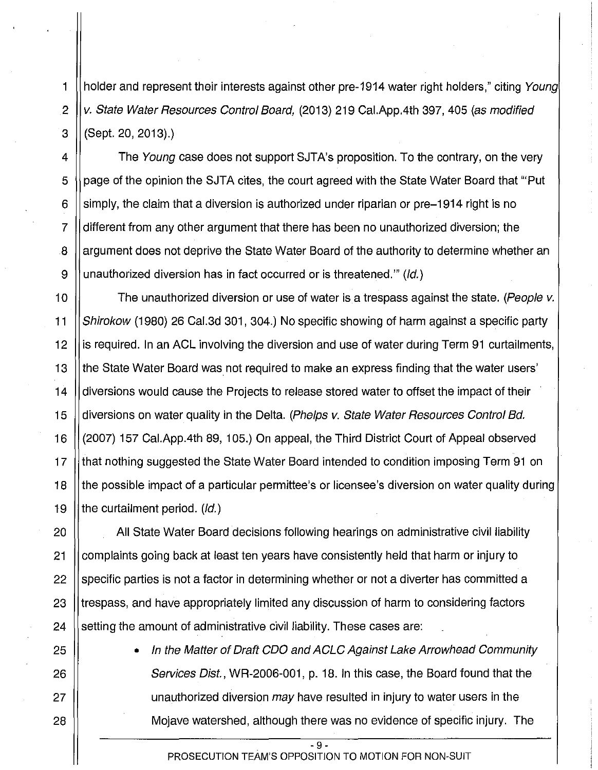holder and represent their interests against other pre-1914 water right holders," citing *Young v. State Water Resources Control Board,* (2013) 219 Cal.App.4th 397, 405 (*as modified* (Sept. 20, 2013).)

The *Young* case does not support SJTA's proposition. To the contrary, on the very page of the opinion the SJTA cites, the court agreed with the State Water Board that "'Put simply, the claim that a diversion is authorized under riparian or pre–1914 right is no different from any other argument that there has been no unauthorized diversion; the argument does not deprive the State Water Board of the authority to determine whether an unauthorized diversion has in fact occurred or is threatened.'" (*Id.*)

The unauthorized diversion or use of water is a trespass against the state. (*People v. Shirokow* (1980) 26 Cal.3d 301, 304.) No specific showing of harm against a specific party is required. In an ACL involving the diversion and use of water during Term 91 curtailments, the State Water Board was not required to make an express finding that the water users' diversions would cause the Projects to release stored water to offset the impact of their diversions on water quality in the Delta. (*Phelps v. State Water Resources Control Bd.* (2007) 157 Cal.App.4th 89, 105.) On appeal, the Third District Court of Appeal observed that nothing suggested the State Water Board intended to condition imposing Term 91 on the possible impact of a particular permittee's or licensee's diversion on water quality during the curtailment period. (*Id.*)

All State Water Board decisions following hearings on administrative civil liability complaints going back at least ten years have consistently held that harm or injury to specific parties is not a factor in determining whether or not a diverter has committed a trespass, and have appropriately limited any discussion of harm to considering factors setting the amount of administrative civil liability. These cases are:

- *In the Matter of Draft CDO and ACLC Against Lake Arrowhead Community Services Dist.*, WR-2006-001, p. 18. In this case, the Board found that the unauthorized diversion *may* have resulted in injury to water users in the Mojave watershed, although there was no evidence of specific injury. The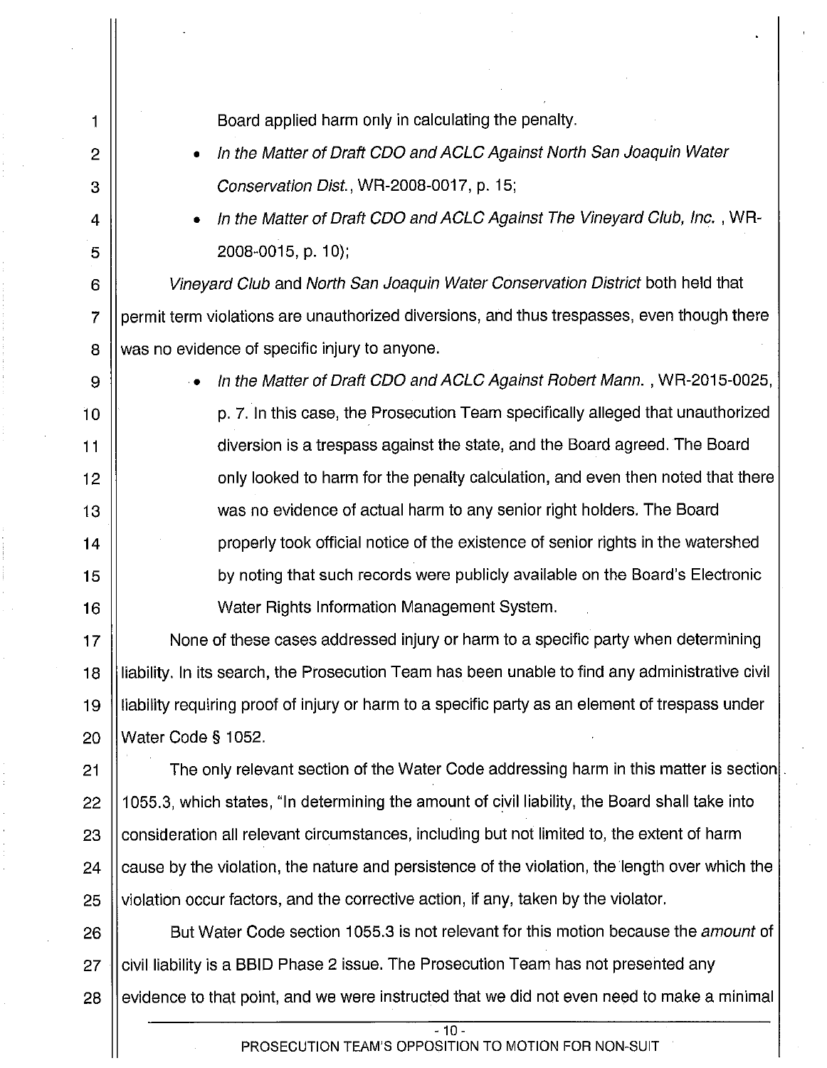Board applied harm only in calculating the penalty.

- *In the Matter of Draft CDO and ACLC Against North San Joaquin Water Conservation Dist.*, WR-2008-0017, p. 15;
- *In the Matter of Draft CDO and ACLC Against The Vineyard Club, Inc.* , WR-2008-0015, p. 10);

*Vineyard Club* and *North San Joaquin Water Conservation District* both held that permit term violations are unauthorized diversions, and thus trespasses, even though there was no evidence of specific injury to anyone.

- *In the Matter of Draft CDO and ACLC Against Robert Mann.* , WR-2015-0025, p. 7. In this case, the Prosecution Team specifically alleged that unauthorized diversion is a trespass against the state, and the Board agreed. The Board only looked to harm for the penalty calculation, and even then noted that there was no evidence of actual harm to any senior right holders. The Board properly took official notice of the existence of senior rights in the watershed by noting that such records were publicly available on the Board's Electronic Water Rights Information Management System.

None of these cases addressed injury or harm to a specific party when determining liability. In its search, the Prosecution Team has been unable to find any administrative civil liability requiring proof of injury or harm to a specific party as an element of trespass under Water Code § 1052.

The only relevant section of the Water Code addressing harm in this matter is section 1055.3, which states, "In determining the amount of civil liability, the Board shall take into consideration all relevant circumstances, including but not limited to, the extent of harm cause by the violation, the nature and persistence of the violation, the length over which the violation occur factors, and the corrective action, if any, taken by the violator.

But Water Code section 1055.3 is not relevant for this motion because the *amount* of civil liability is a BBID Phase 2 issue. The Prosecution Team has not presented any evidence to that point, and we were instructed that we did not even need to make a minimal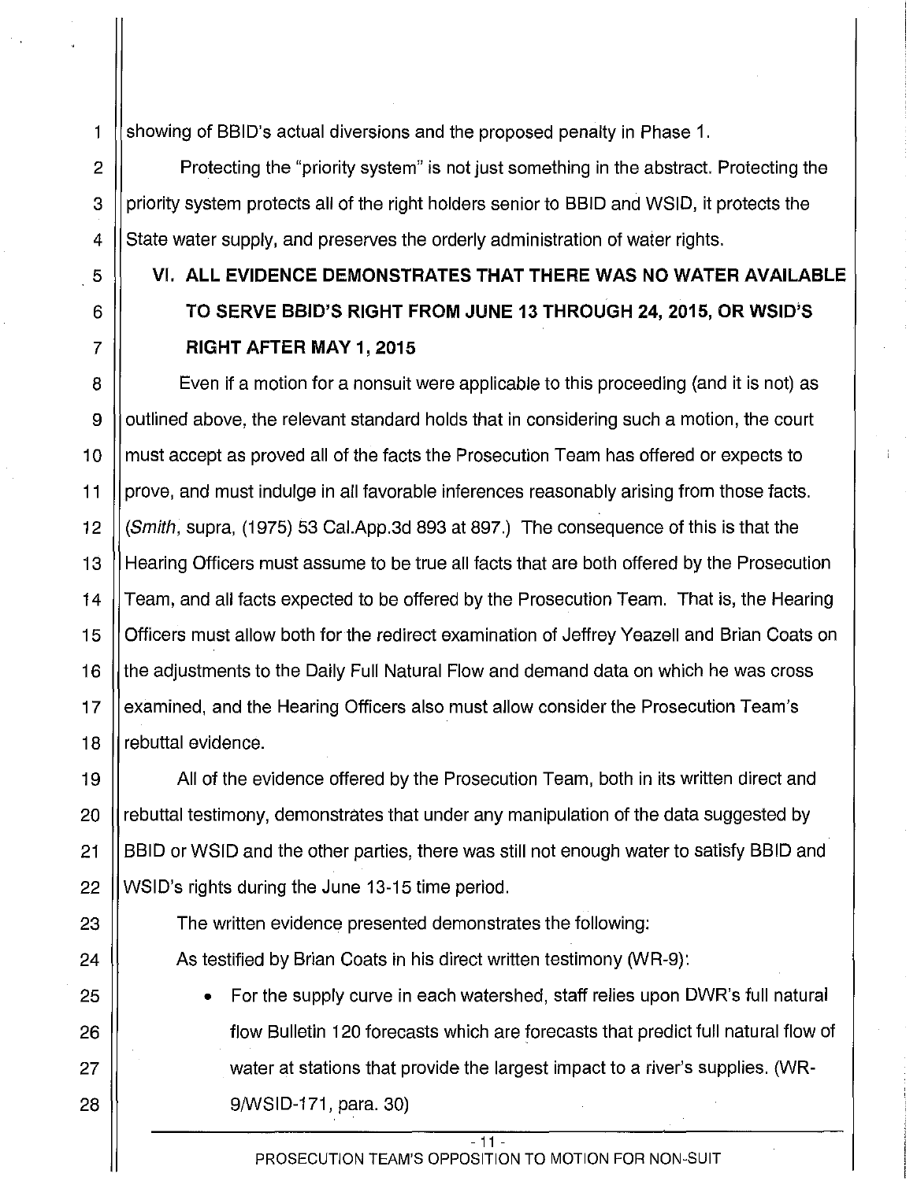showing of BBID's actual diversions and the proposed penalty in Phase 1.

Protecting the "priority system" is not just something in the abstract. Protecting the priority system protects all of the right holders senior to BBID and WSID, it protects the State water supply, and preserves the orderly administration of water rights.

## VI. ALL EVIDENCE DEMONSTRATES THAT THERE WAS NO WATER AVAILABLE TO SERVE BBID'S RIGHT FROM JUNE 13 THROUGH 24, 2015, OR WSID'S RIGHT AFTER MAY 1, 2015

Even if a motion for a nonsuit were applicable to this proceeding (and it is not) as outlined above, the relevant standard holds that in considering such a motion, the court must accept as proved all of the facts the Prosecution Team has offered or expects to prove, and must indulge in all favorable inferences reasonably arising from those facts. (*Smith*, supra, (1975) 53 Cal.App.3d 893 at 897.) The consequence of this is that the Hearing Officers must assume to be true all facts that are both offered by the Prosecution Team, and all facts expected to be offered by the Prosecution Team. That is, the Hearing Officers must allow both for the redirect examination of Jeffrey Yeazell and Brian Coats on the adjustments to the Daily Full Natural Flow and demand data on which he was cross examined, and the Hearing Officers also must allow consider the Prosecution Team's rebuttal evidence.

All of the evidence offered by the Prosecution Team, both in its written direct and rebuttal testimony, demonstrates that under any manipulation of the data suggested by BBID or WSID and the other parties, there was still not enough water to satisfy BBID and WSID's rights during the June 13-15 time period.

The written evidence presented demonstrates the following:

As testified by Brian Coats in his direct written testimony (WR-9):

- For the supply curve in each watershed, staff relies upon DWR's full natural flow Bulletin 120 forecasts which are forecasts that predict full natural flow of water at stations that provide the largest impact to a river's supplies. (WR-9/WSID-171, para. 30)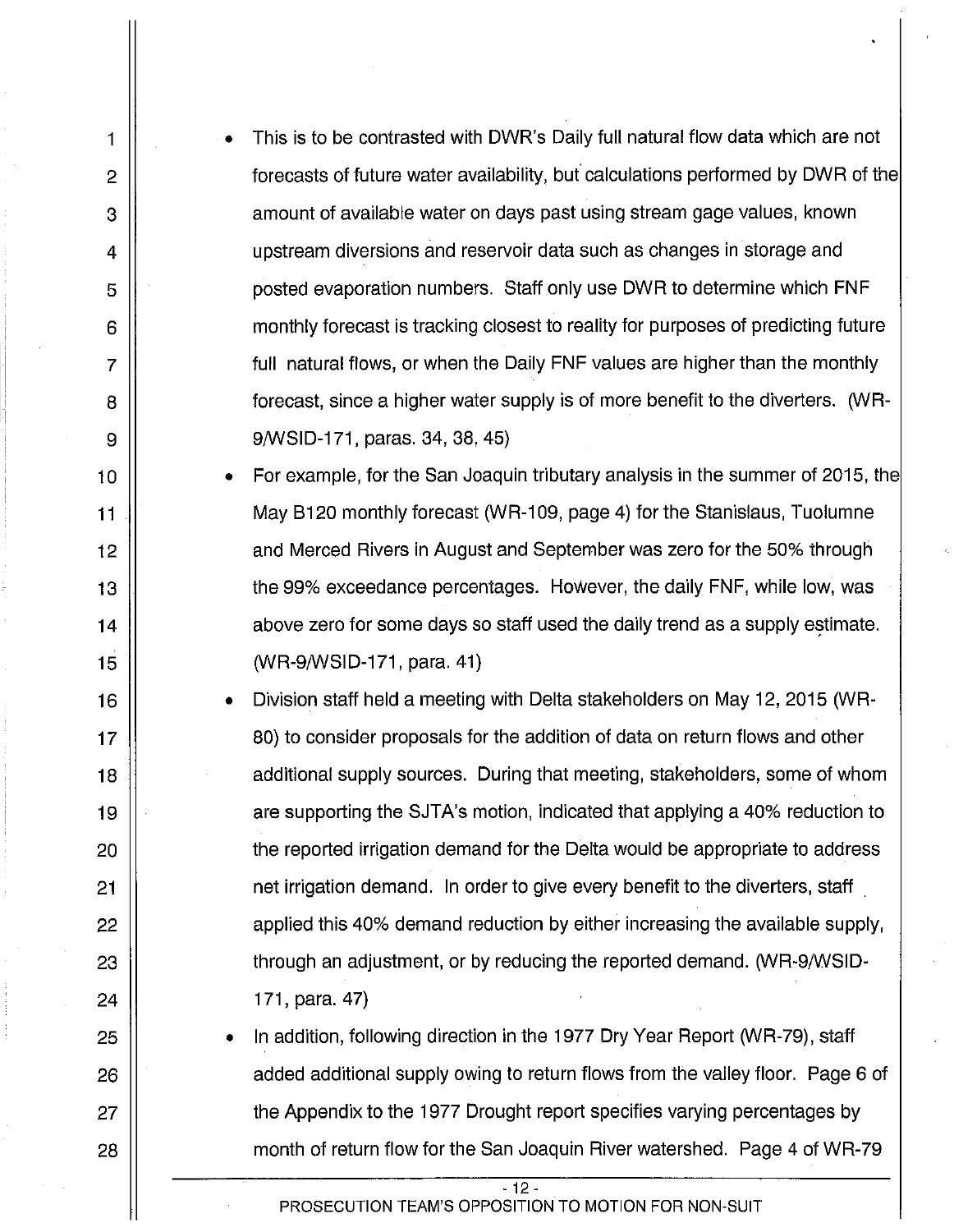- This is to be contrasted with DWR's Daily full natural flow data which are not forecasts of future water availability, but calculations performed by DWR of the amount of available water on days past using stream gage values, known upstream diversions and reservoir data such as changes in storage and posted evaporation numbers. Staff only use DWR to determine which FNF monthly forecast is tracking closest to reality for purposes of predicting future full natural flows, or when the Daily FNF values are higher than the monthly forecast, since a higher water supply is of more benefit to the diverters. (WR-9/WSID-171, paras. 34, 38, 45)
- For example, for the San Joaquin tributary analysis in the summer of 2015, the May B120 monthly forecast (WR-109, page 4) for the Stanislaus, Tuolumne and Merced Rivers in August and September was zero for the 50% through the 99% exceedance percentages. However, the daily FNF, while low, was above zero for some days so staff used the daily trend as a supply estimate. (WR-9/WSID-171, para. 41)
- Division staff held a meeting with Delta stakeholders on May 12, 2015 (WR-80) to consider proposals for the addition of data on return flows and other additional supply sources. During that meeting, stakeholders, some of whom are supporting the SJTA's motion, indicated that applying a 40% reduction to the reported irrigation demand for the Delta would be appropriate to address net irrigation demand. In order to give every benefit to the diverters, staff applied this 40% demand reduction by either increasing the available supply, through an adjustment, or by reducing the reported demand. (WR-9/WSID-171, para. 47)
- In addition, following direction in the 1977 Dry Year Report (WR-79), staff added additional supply owing to return flows from the valley floor. Page 6 of the Appendix to the 1977 Drought report specifies varying percentages by month of return flow for the San Joaquin River watershed. Page 4 of WR-79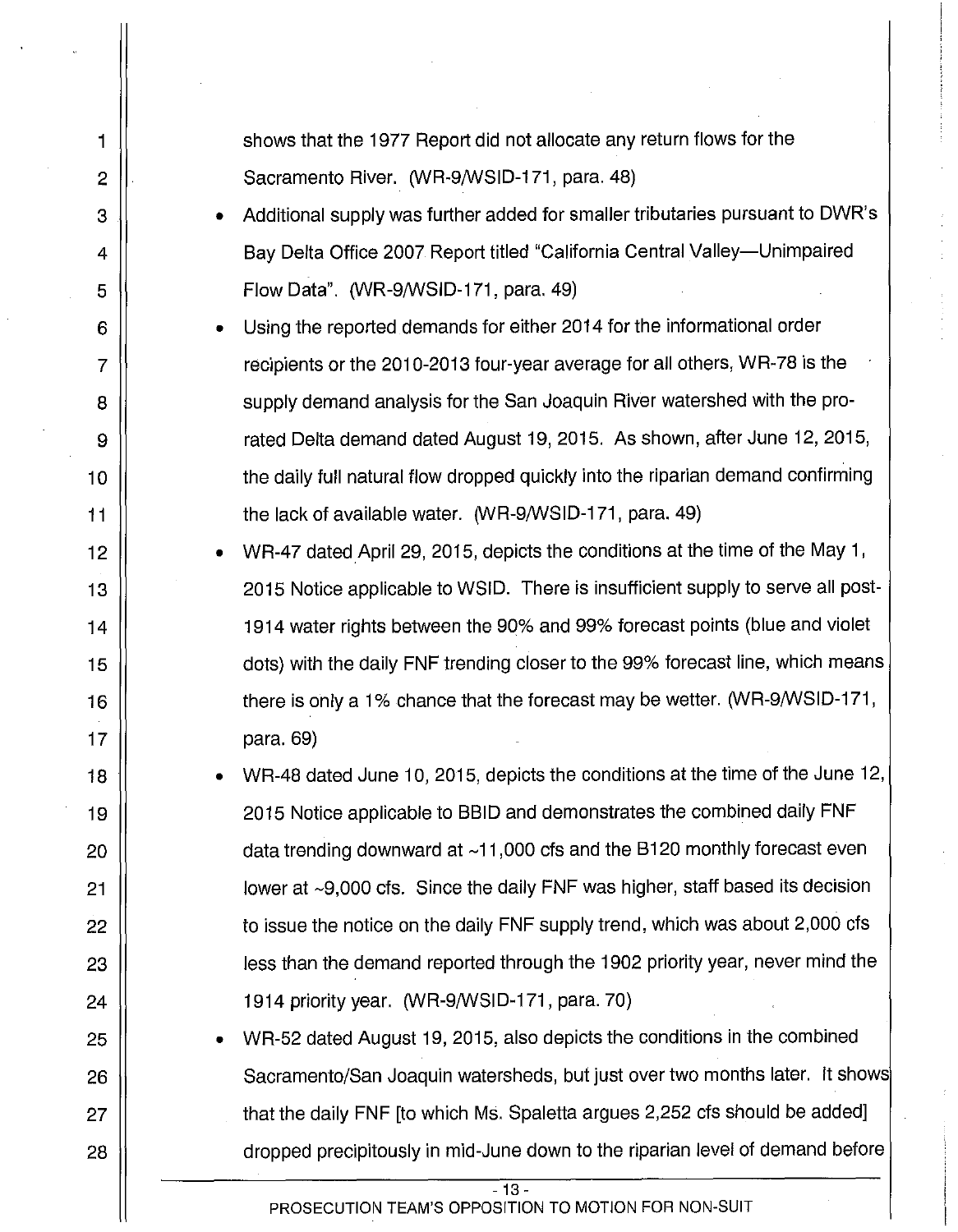shows that the 1977 Report did not allocate any return flows for the Sacramento River. (WR-9/WSID-171, para. 48)

- Additional supply was further added for smaller tributaries pursuant to DWR's Bay Delta Office 2007 Report titled "California Central Valley—Unimpaired Flow Data". (WR-9/WSID-171, para. 49)
- Using the reported demands for either 2014 for the informational order recipients or the 2010-2013 four-year average for all others, WR-78 is the supply demand analysis for the San Joaquin River watershed with the pro-rated Delta demand dated August 19, 2015. As shown, after June 12, 2015, the daily full natural flow dropped quickly into the riparian demand confirming the lack of available water. (WR-9/WSID-171, para. 49)
- WR-47 dated April 29, 2015, depicts the conditions at the time of the May 1, 2015 Notice applicable to WSID. There is insufficient supply to serve all post-1914 water rights between the 90% and 99% forecast points (blue and violet dots) with the daily FNF trending closer to the 99% forecast line, which means there is only a 1% chance that the forecast may be wetter. (WR-9/WSID-171, para. 69)
- WR-48 dated June 10, 2015, depicts the conditions at the time of the June 12, 2015 Notice applicable to BBID and demonstrates the combined daily FNF data trending downward at ~11,000 cfs and the B120 monthly forecast even lower at ~9,000 cfs. Since the daily FNF was higher, staff based its decision to issue the notice on the daily FNF supply trend, which was about 2,000 cfs less than the demand reported through the 1902 priority year, never mind the 1914 priority year. (WR-9/WSID-171, para. 70)
- WR-52 dated August 19, 2015, also depicts the conditions in the combined Sacramento/San Joaquin watersheds, but just over two months later. It shows that the daily FNF [to which Ms. Spaletta argues 2,252 cfs should be added] dropped precipitously in mid-June down to the riparian level of demand before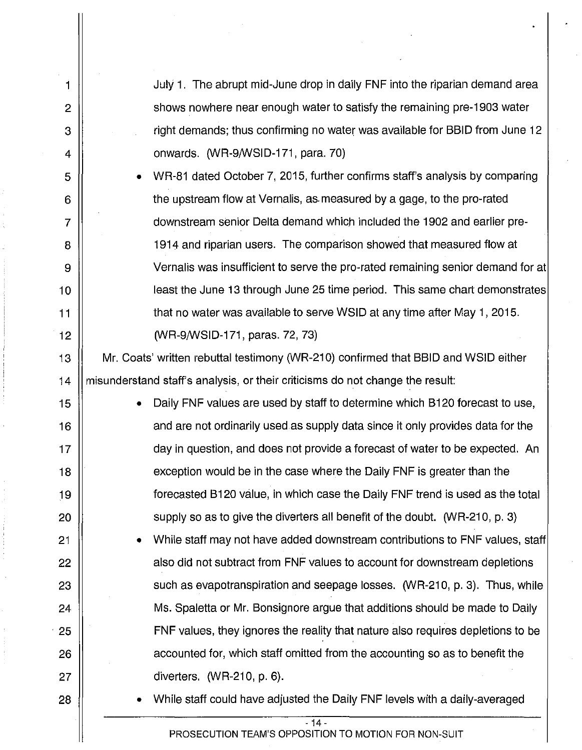July 1. The abrupt mid-June drop in daily FNF into the riparian demand area shows nowhere near enough water to satisfy the remaining pre-1903 water right demands; thus confirming no water was available for BBID from June 12 onwards. (WR-9/WSID-171, para. 70)

- WR-81 dated October 7, 2015, further confirms staff's analysis by comparing the upstream flow at Vernalis, as measured by a gage, to the pro-rated downstream senior Delta demand which included the 1902 and earlier pre-1914 and riparian users. The comparison showed that measured flow at Vernalis was insufficient to serve the pro-rated remaining senior demand for at least the June 13 through June 25 time period. This same chart demonstrates that no water was available to serve WSID at any time after May 1, 2015. (WR-9/WSID-171, paras. 72, 73)

Mr. Coats' written rebuttal testimony (WR-210) confirmed that BBID and WSID either misunderstand staff's analysis, or their criticisms do not change the result:

- Daily FNF values are used by staff to determine which B120 forecast to use, and are not ordinarily used as supply data since it only provides data for the day in question, and does not provide a forecast of water to be expected. An exception would be in the case where the Daily FNF is greater than the forecasted B120 value, in which case the Daily FNF trend is used as the total supply so as to give the diverters all benefit of the doubt. (WR-210, p. 3)
- While staff may not have added downstream contributions to FNF values, staff also did not subtract from FNF values to account for downstream depletions such as evapotranspiration and seepage losses. (WR-210, p. 3). Thus, while Ms. Spaletta or Mr. Bonsignore argue that additions should be made to Daily FNF values, they ignores the reality that nature also requires depletions to be accounted for, which staff omitted from the accounting so as to benefit the diverters. (WR-210, p. 6).
- While staff could have adjusted the Daily FNF levels with a daily-averaged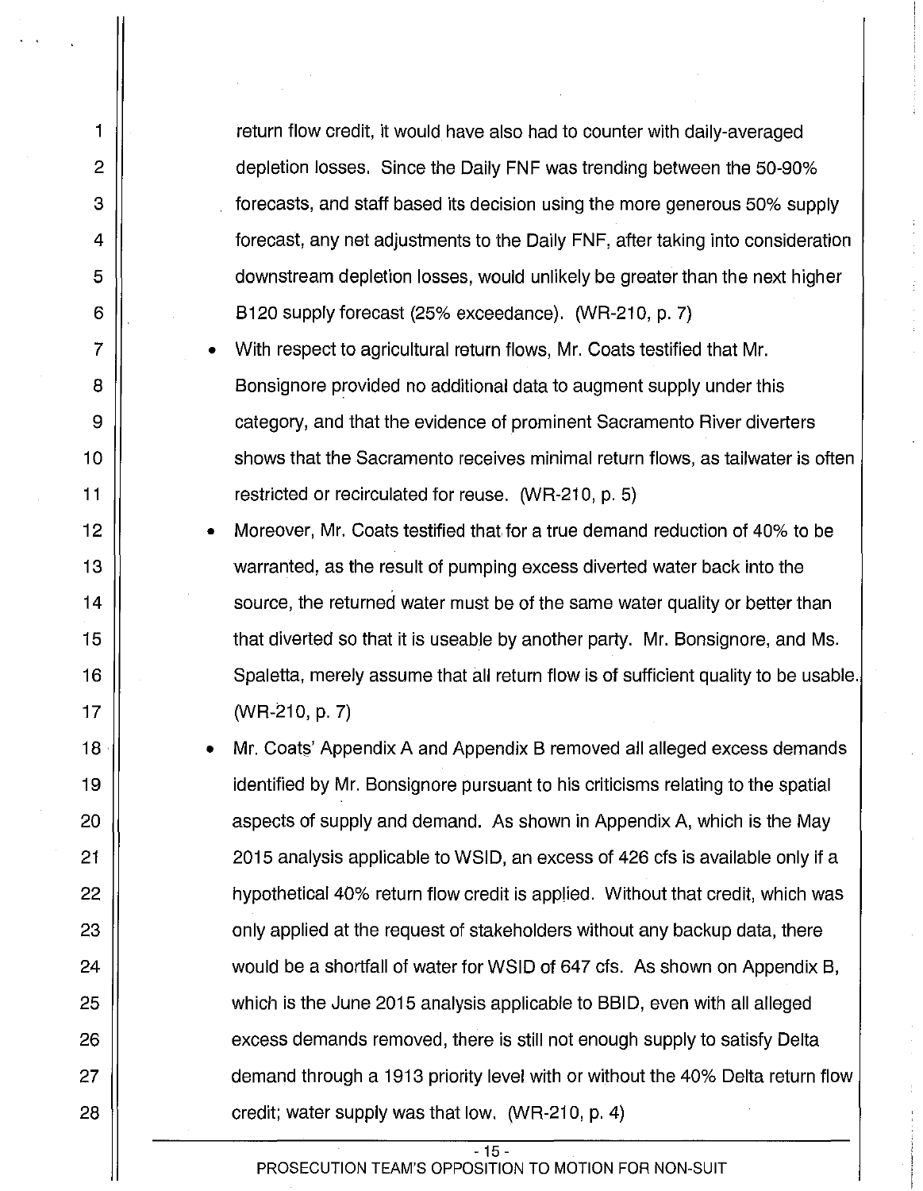return flow credit, it would have also had to counter with daily-averaged depletion losses. Since the Daily FNF was trending between the 50-90% forecasts, and staff based its decision using the more generous 50% supply forecast, any net adjustments to the Daily FNF, after taking into consideration downstream depletion losses, would unlikely be greater than the next higher B120 supply forecast (25% exceedance). (WR-210, p. 7)

- With respect to agricultural return flows, Mr. Coats testified that Mr. Bonsignore provided no additional data to augment supply under this category, and that the evidence of prominent Sacramento River diverters shows that the Sacramento receives minimal return flows, as tailwater is often restricted or recirculated for reuse. (WR-210, p. 5)
- Moreover, Mr. Coats testified that for a true demand reduction of 40% to be warranted, as the result of pumping excess diverted water back into the source, the returned water must be of the same water quality or better than that diverted so that it is useable by another party. Mr. Bonsignore, and Ms. Spaletta, merely assume that all return flow is of sufficient quality to be usable. (WR-210, p. 7)
- Mr. Coats' Appendix A and Appendix B removed all alleged excess demands identified by Mr. Bonsignore pursuant to his criticisms relating to the spatial aspects of supply and demand. As shown in Appendix A, which is the May 2015 analysis applicable to WSID, an excess of 426 cfs is available only if a hypothetical 40% return flow credit is applied. Without that credit, which was only applied at the request of stakeholders without any backup data, there would be a shortfall of water for WSID of 647 cfs. As shown on Appendix B, which is the June 2015 analysis applicable to BBID, even with all alleged excess demands removed, there is still not enough supply to satisfy Delta demand through a 1913 priority level with or without the 40% Delta return flow credit; water supply was that low. (WR-210, p. 4)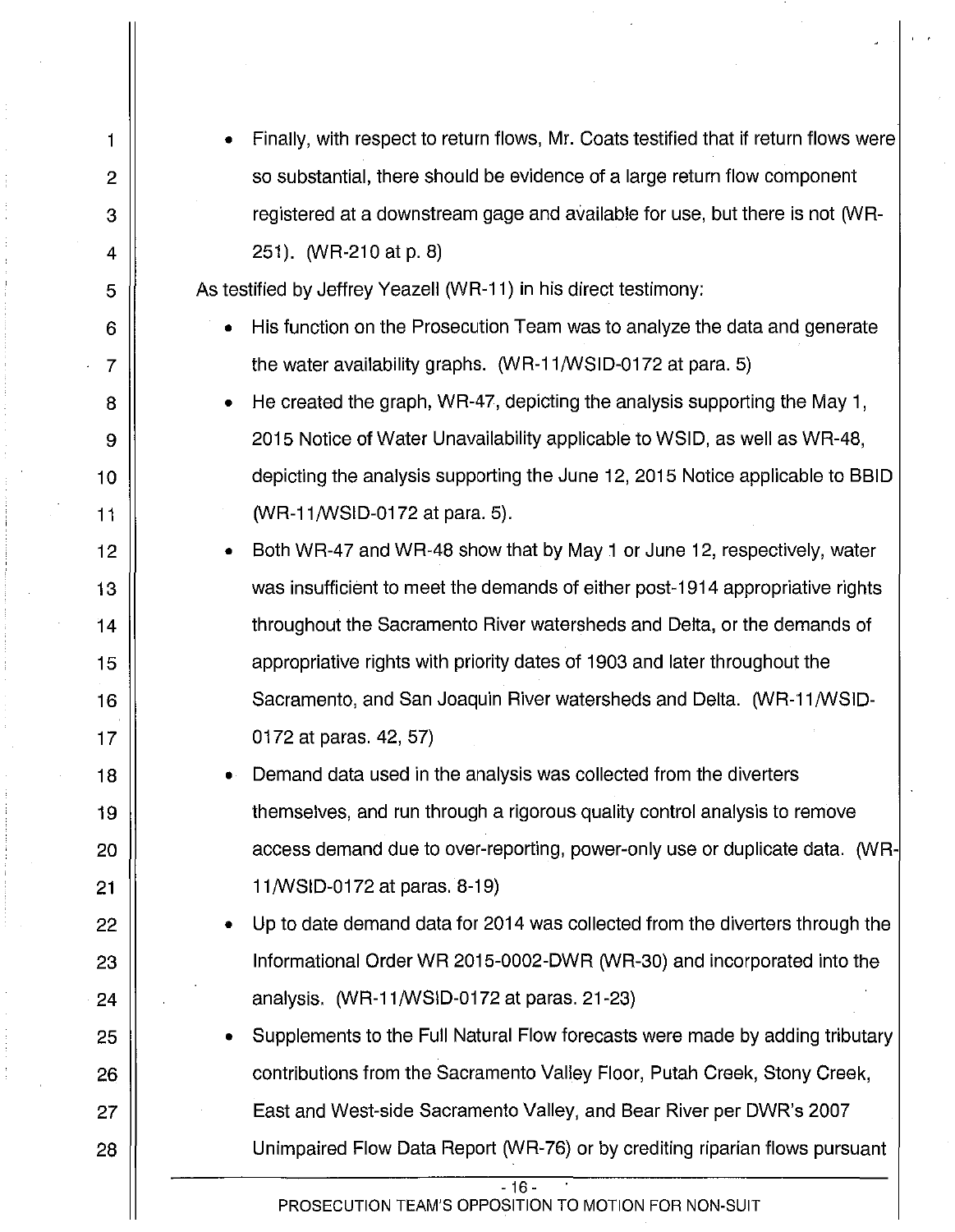- Finally, with respect to return flows, Mr. Coats testified that if return flows were so substantial, there should be evidence of a large return flow component registered at a downstream gage and available for use, but there is not (WR-251). (WR-210 at p. 8)

As testified by Jeffrey Yeazell (WR-11) in his direct testimony:

- His function on the Prosecution Team was to analyze the data and generate the water availability graphs. (WR-11/WSID-0172 at para. 5)
- He created the graph, WR-47, depicting the analysis supporting the May 1, 2015 Notice of Water Unavailability applicable to WSID, as well as WR-48, depicting the analysis supporting the June 12, 2015 Notice applicable to BBID (WR-11/WSID-0172 at para. 5).
- Both WR-47 and WR-48 show that by May 1 or June 12, respectively, water was insufficient to meet the demands of either post-1914 appropriative rights throughout the Sacramento River watersheds and Delta, or the demands of appropriative rights with priority dates of 1903 and later throughout the Sacramento, and San Joaquin River watersheds and Delta. (WR-11/WSID-0172 at paras. 42, 57)
- Demand data used in the analysis was collected from the diverters themselves, and run through a rigorous quality control analysis to remove access demand due to over-reporting, power-only use or duplicate data. (WR-11/WSID-0172 at paras. 8-19)
- Up to date demand data for 2014 was collected from the diverters through the Informational Order WR 2015-0002-DWR (WR-30) and incorporated into the analysis. (WR-11/WSID-0172 at paras. 21-23)
- Supplements to the Full Natural Flow forecasts were made by adding tributary contributions from the Sacramento Valley Floor, Putah Creek, Stony Creek, East and West-side Sacramento Valley, and Bear River per DWR's 2007 Unimpaired Flow Data Report (WR-76) or by crediting riparian flows pursuant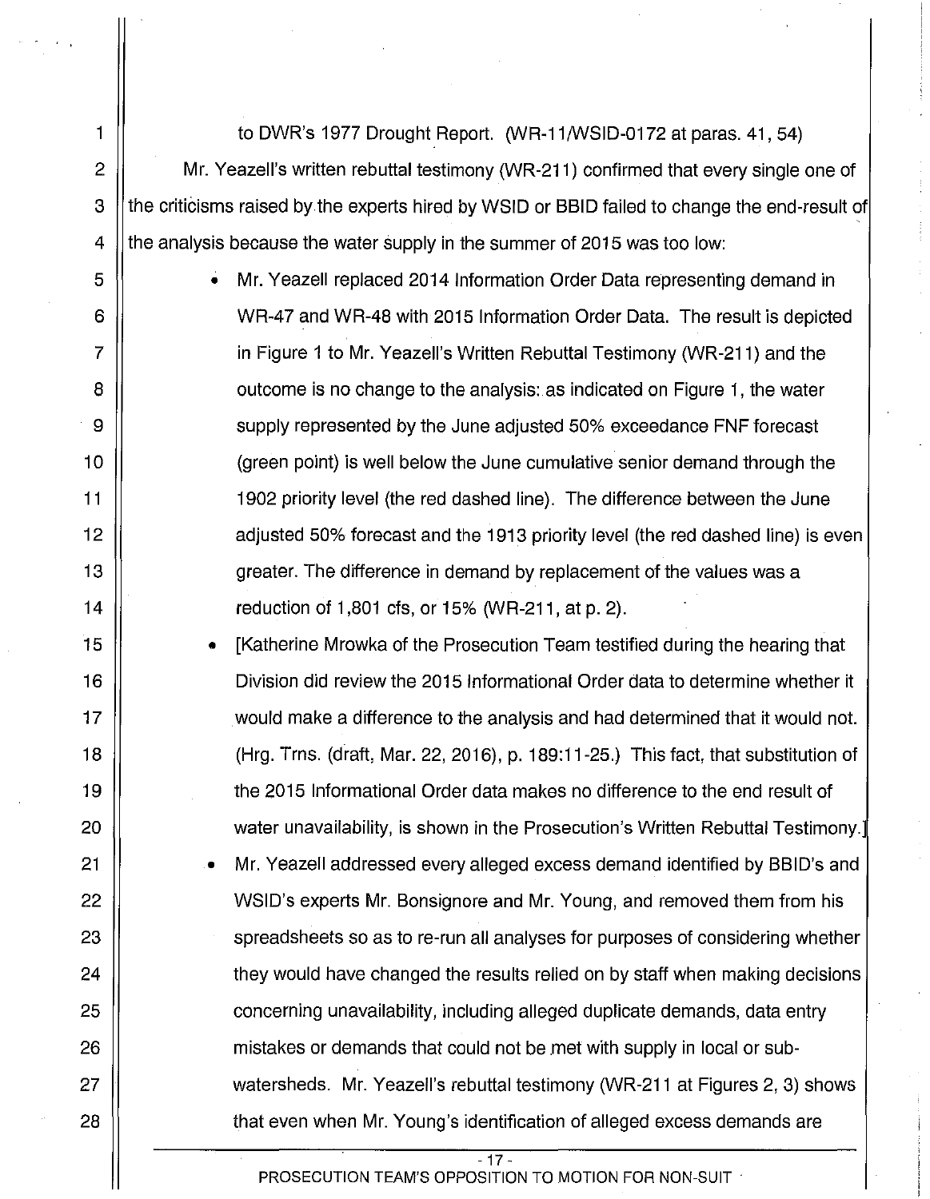to DWR's 1977 Drought Report. (WR-11/WSID-0172 at paras. 41, 54)

Mr. Yeazell's written rebuttal testimony (WR-211) confirmed that every single one of the criticisms raised by the experts hired by WSID or BBID failed to change the end-result of the analysis because the water supply in the summer of 2015 was too low:

- Mr. Yeazell replaced 2014 Information Order Data representing demand in WR-47 and WR-48 with 2015 Information Order Data. The result is depicted in Figure 1 to Mr. Yeazell's Written Rebuttal Testimony (WR-211) and the outcome is no change to the analysis: as indicated on Figure 1, the water supply represented by the June adjusted 50% exceedance FNF forecast (green point) is well below the June cumulative senior demand through the 1902 priority level (the red dashed line). The difference between the June adjusted 50% forecast and the 1913 priority level (the red dashed line) is even greater. The difference in demand by replacement of the values was a reduction of 1,801 cfs, or 15% (WR-211, at p. 2).
- [Katherine Mrowka of the Prosecution Team testified during the hearing that Division did review the 2015 Informational Order data to determine whether it would make a difference to the analysis and had determined that it would not. (Hrg. Trns. (draft, Mar. 22, 2016), p. 189:11-25.) This fact, that substitution of the 2015 Informational Order data makes no difference to the end result of water unavailability, is shown in the Prosecution's Written Rebuttal Testimony.]
- Mr. Yeazell addressed every alleged excess demand identified by BBID's and WSID's experts Mr. Bonsignore and Mr. Young, and removed them from his spreadsheets so as to re-run all analyses for purposes of considering whether they would have changed the results relied on by staff when making decisions concerning unavailability, including alleged duplicate demands, data entry mistakes or demands that could not be met with supply in local or sub-watersheds. Mr. Yeazell's rebuttal testimony (WR-211 at Figures 2, 3) shows that even when Mr. Young's identification of alleged excess demands are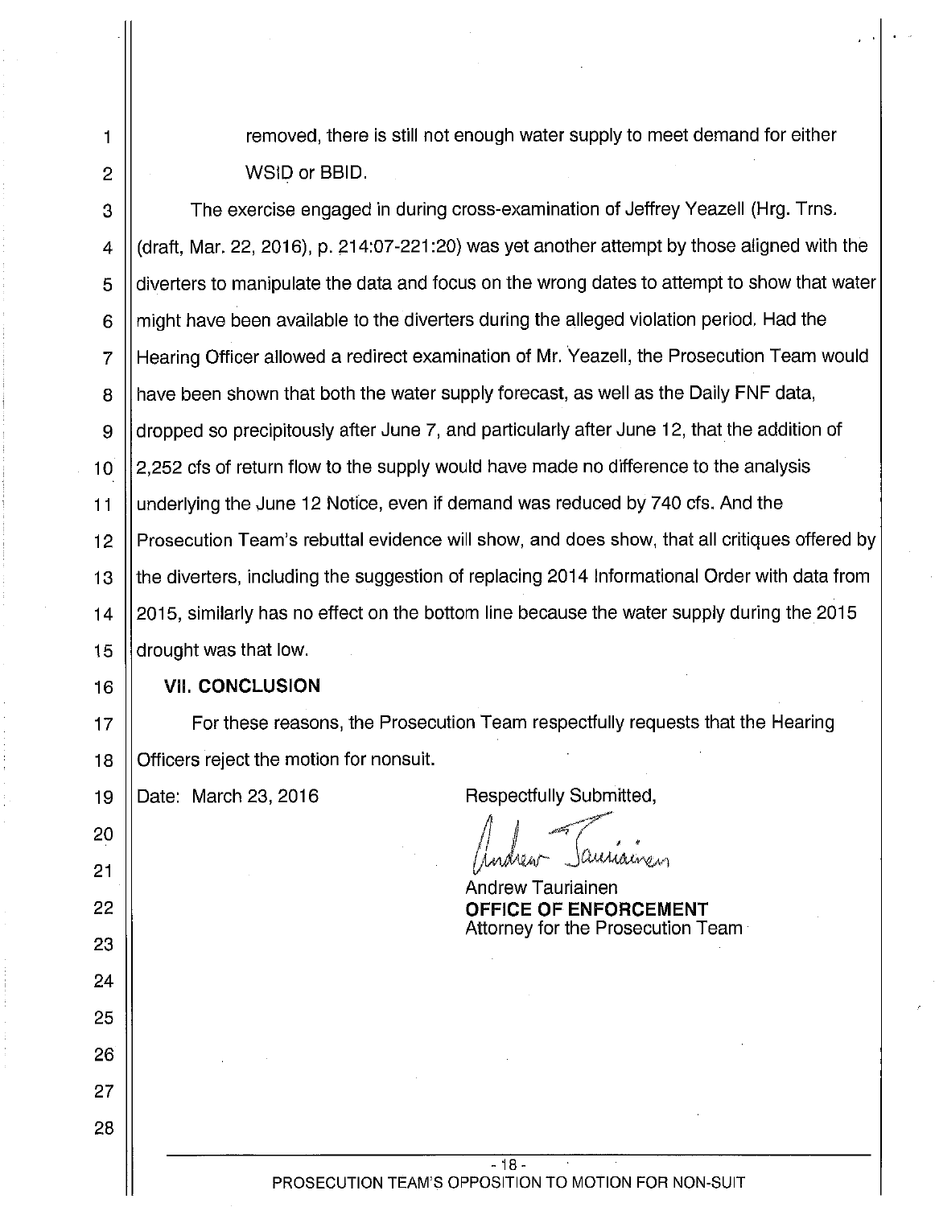removed, there is still not enough water supply to meet demand for either WSID or BBID.

The exercise engaged in during cross-examination of Jeffrey Yeazell (Hrg. Trns. (draft, Mar. 22, 2016), p. 214:07-221:20) was yet another attempt by those aligned with the diverters to manipulate the data and focus on the wrong dates to attempt to show that water might have been available to the diverters during the alleged violation period. Had the Hearing Officer allowed a redirect examination of Mr. Yeazell, the Prosecution Team would have been shown that both the water supply forecast, as well as the Daily FNF data, dropped so precipitously after June 7, and particularly after June 12, that the addition of 2,252 cfs of return flow to the supply would have made no difference to the analysis underlying the June 12 Notice, even if demand was reduced by 740 cfs. And the Prosecution Team's rebuttal evidence will show, and does show, that all critiques offered by the diverters, including the suggestion of replacing 2014 Informational Order with data from 2015, similarly has no effect on the bottom line because the water supply during the 2015 drought was that low.

## VII. CONCLUSION

For these reasons, the Prosecution Team respectfully requests that the Hearing Officers reject the motion for nonsuit.

Date: March 23, 2016

Respectfully Submitted,

Andrew Tauriainen
**OFFICE OF ENFORCEMENT**
Attorney for the Prosecution Team